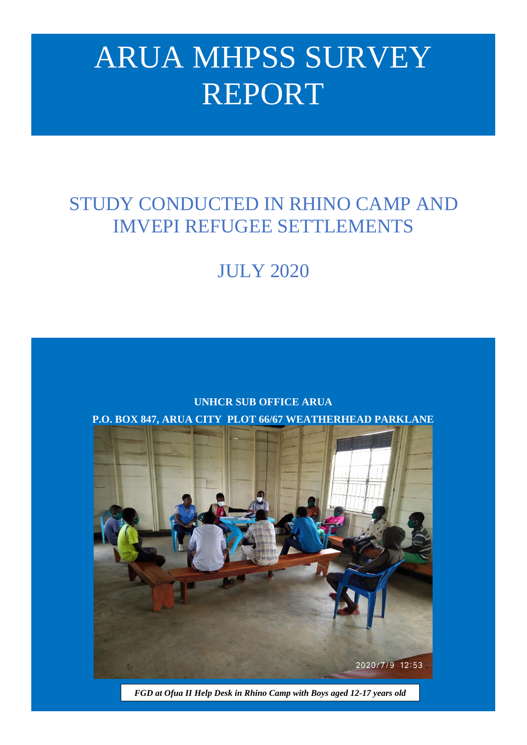# ARUA MHPSS SURVEY REPORT

## STUDY CONDUCTED IN RHINO CAMP AND IMVEPI REFUGEE SETTLEMENTS

## JULY 2020

**UNHCR SUB OFFICE ARUA**

**P.O. BOX 847, ARUA CITY PLOT 66/67 WEATHERHEAD PARKLANE**

***FGD at Ofua II Help Desk in Rhino Camp with Boys aged 12-17 years old***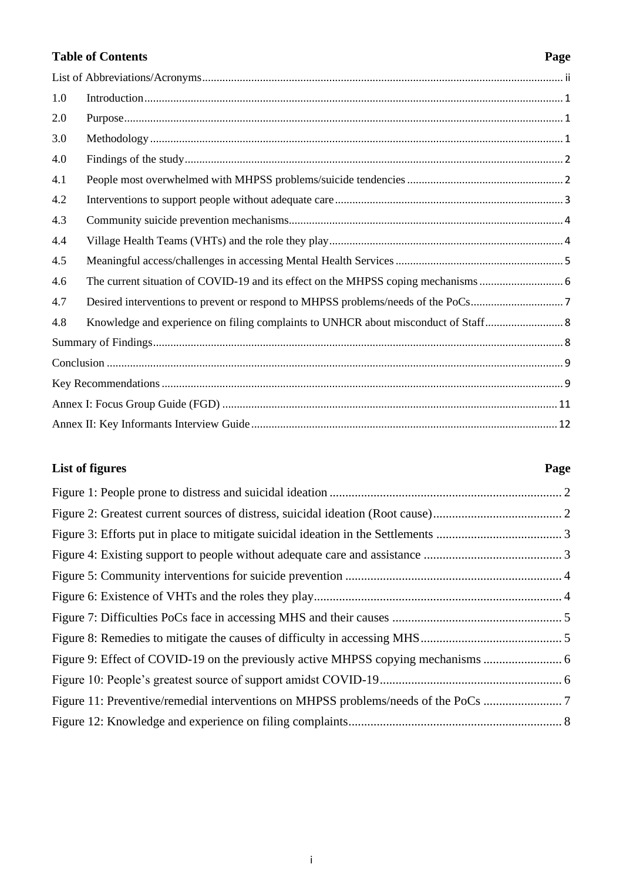**Table of Contents** **Page**

| | | |
|---|---|---|
| List of Abbreviations/Acronyms | | ii |
| 1.0 | Introduction | 1 |
| 2.0 | Purpose | 1 |
| 3.0 | Methodology | 1 |
| 4.0 | Findings of the study | 2 |
| 4.1 | People most overwhelmed with MHPSS problems/suicide tendencies | 2 |
| 4.2 | Interventions to support people without adequate care | 3 |
| 4.3 | Community suicide prevention mechanisms | 4 |
| 4.4 | Village Health Teams (VHTs) and the role they play | 4 |
| 4.5 | Meaningful access/challenges in accessing Mental Health Services | 5 |
| 4.6 | The current situation of COVID-19 and its effect on the MHPSS coping mechanisms | 6 |
| 4.7 | Desired interventions to prevent or respond to MHPSS problems/needs of the PoCs | 7 |
| 4.8 | Knowledge and experience on filing complaints to UNHCR about misconduct of Staff | 8 |
| Summary of Findings | | 8 |
| Conclusion | | 9 |
| Key Recommendations | | 9 |
| Annex I: Focus Group Guide (FGD) | | 11 |
| Annex II: Key Informants Interview Guide | | 12 |

**List of figures** **Page**

| | |
|---|---|
| Figure 1: People prone to distress and suicidal ideation | 2 |
| Figure 2: Greatest current sources of distress, suicidal ideation (Root cause) | 2 |
| Figure 3: Efforts put in place to mitigate suicidal ideation in the Settlements | 3 |
| Figure 4: Existing support to people without adequate care and assistance | 3 |
| Figure 5: Community interventions for suicide prevention | 4 |
| Figure 6: Existence of VHTs and the roles they play | 4 |
| Figure 7: Difficulties PoCs face in accessing MHS and their causes | 5 |
| Figure 8: Remedies to mitigate the causes of difficulty in accessing MHS | 5 |
| Figure 9: Effect of COVID-19 on the previously active MHPSS copying mechanisms | 6 |
| Figure 10: People's greatest source of support amidst COVID-19 | 6 |
| Figure 11: Preventive/remedial interventions on MHPSS problems/needs of the PoCs | 7 |
| Figure 12: Knowledge and experience on filing complaints | 8 |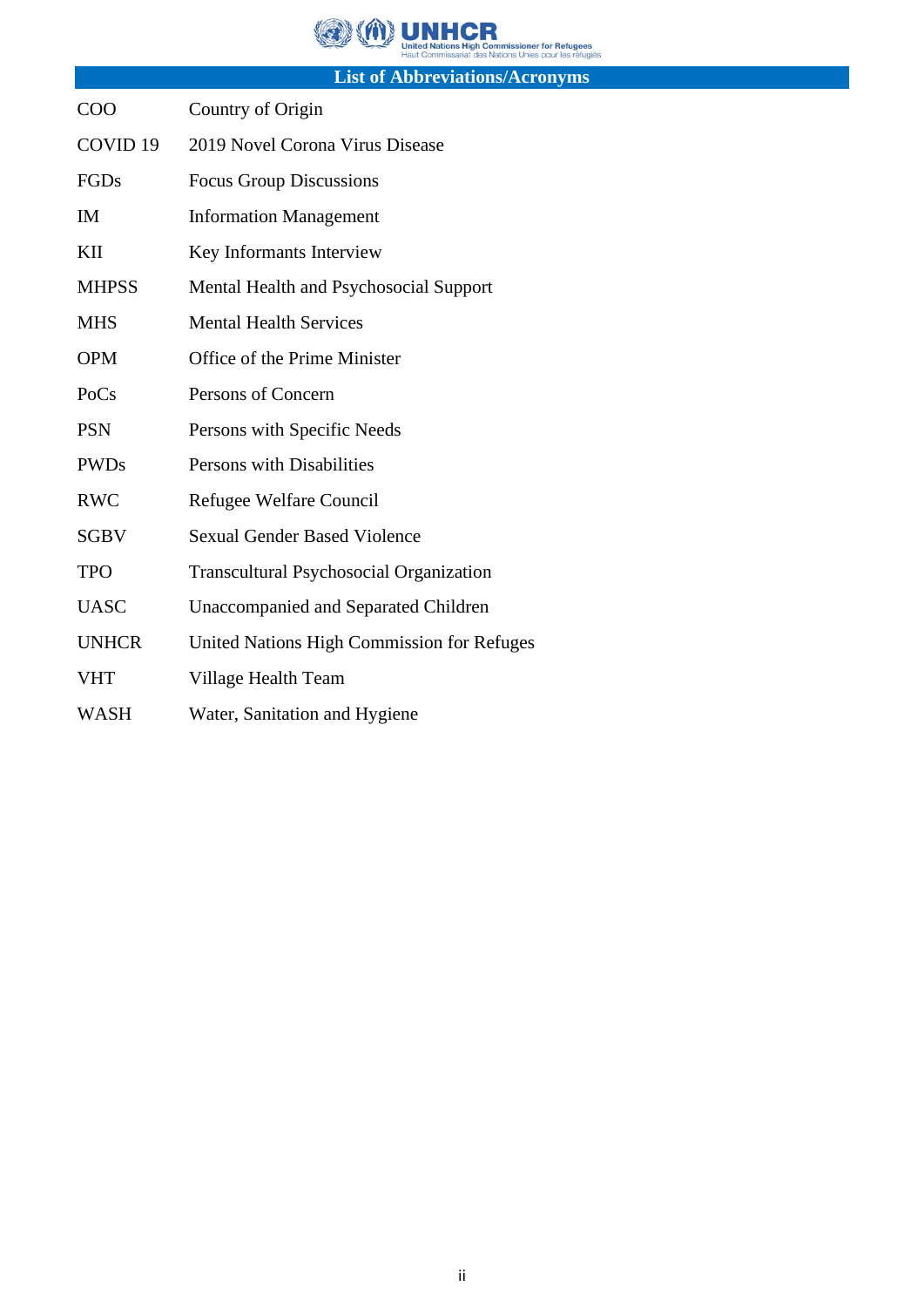## List of Abbreviations/Acronyms

| | |
|---|---|
| COO | Country of Origin |
| COVID 19 | 2019 Novel Corona Virus Disease |
| FGDs | Focus Group Discussions |
| IM | Information Management |
| KII | Key Informants Interview |
| MHPSS | Mental Health and Psychosocial Support |
| MHS | Mental Health Services |
| OPM | Office of the Prime Minister |
| PoCs | Persons of Concern |
| PSN | Persons with Specific Needs |
| PWDs | Persons with Disabilities |
| RWC | Refugee Welfare Council |
| SGBV | Sexual Gender Based Violence |
| TPO | Transcultural Psychosocial Organization |
| UASC | Unaccompanied and Separated Children |
| UNHCR | United Nations High Commission for Refuges |
| VHT | Village Health Team |
| WASH | Water, Sanitation and Hygiene |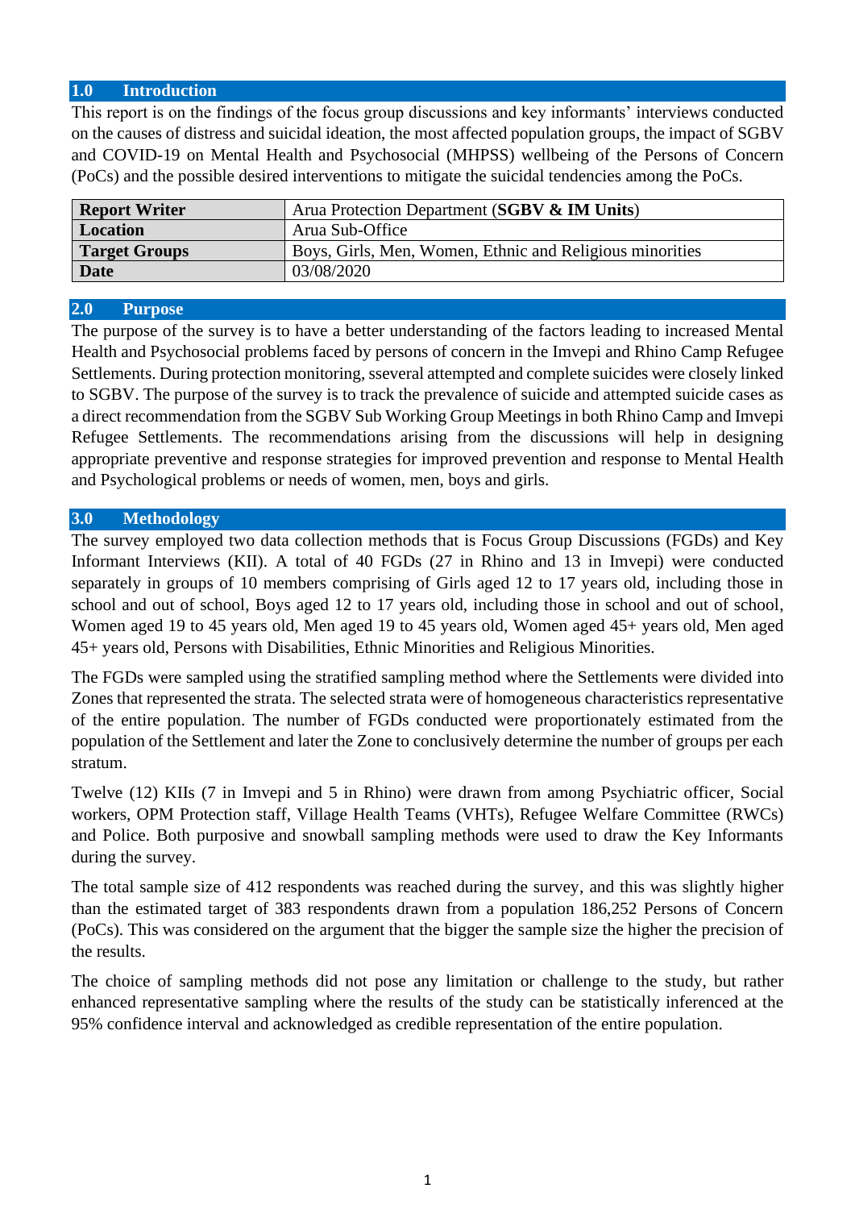## 1.0 Introduction

This report is on the findings of the focus group discussions and key informants' interviews conducted on the causes of distress and suicidal ideation, the most affected population groups, the impact of SGBV and COVID-19 on Mental Health and Psychosocial (MHPSS) wellbeing of the Persons of Concern (PoCs) and the possible desired interventions to mitigate the suicidal tendencies among the PoCs.

| **Report Writer** | Arua Protection Department (**SGBV & IM Units**) |
|---|---|
| **Location** | Arua Sub-Office |
| **Target Groups** | Boys, Girls, Men, Women, Ethnic and Religious minorities |
| **Date** | 03/08/2020 |

## 2.0 Purpose

The purpose of the survey is to have a better understanding of the factors leading to increased Mental Health and Psychosocial problems faced by persons of concern in the Imvepi and Rhino Camp Refugee Settlements. During protection monitoring, sseveral attempted and complete suicides were closely linked to SGBV. The purpose of the survey is to track the prevalence of suicide and attempted suicide cases as a direct recommendation from the SGBV Sub Working Group Meetings in both Rhino Camp and Imvepi Refugee Settlements. The recommendations arising from the discussions will help in designing appropriate preventive and response strategies for improved prevention and response to Mental Health and Psychological problems or needs of women, men, boys and girls.

## 3.0 Methodology

The survey employed two data collection methods that is Focus Group Discussions (FGDs) and Key Informant Interviews (KII). A total of 40 FGDs (27 in Rhino and 13 in Imvepi) were conducted separately in groups of 10 members comprising of Girls aged 12 to 17 years old, including those in school and out of school, Boys aged 12 to 17 years old, including those in school and out of school, Women aged 19 to 45 years old, Men aged 19 to 45 years old, Women aged 45+ years old, Men aged 45+ years old, Persons with Disabilities, Ethnic Minorities and Religious Minorities.

The FGDs were sampled using the stratified sampling method where the Settlements were divided into Zones that represented the strata. The selected strata were of homogeneous characteristics representative of the entire population. The number of FGDs conducted were proportionately estimated from the population of the Settlement and later the Zone to conclusively determine the number of groups per each stratum.

Twelve (12) KIIs (7 in Imvepi and 5 in Rhino) were drawn from among Psychiatric officer, Social workers, OPM Protection staff, Village Health Teams (VHTs), Refugee Welfare Committee (RWCs) and Police. Both purposive and snowball sampling methods were used to draw the Key Informants during the survey.

The total sample size of 412 respondents was reached during the survey, and this was slightly higher than the estimated target of 383 respondents drawn from a population 186,252 Persons of Concern (PoCs). This was considered on the argument that the bigger the sample size the higher the precision of the results.

The choice of sampling methods did not pose any limitation or challenge to the study, but rather enhanced representative sampling where the results of the study can be statistically inferenced at the 95% confidence interval and acknowledged as credible representation of the entire population.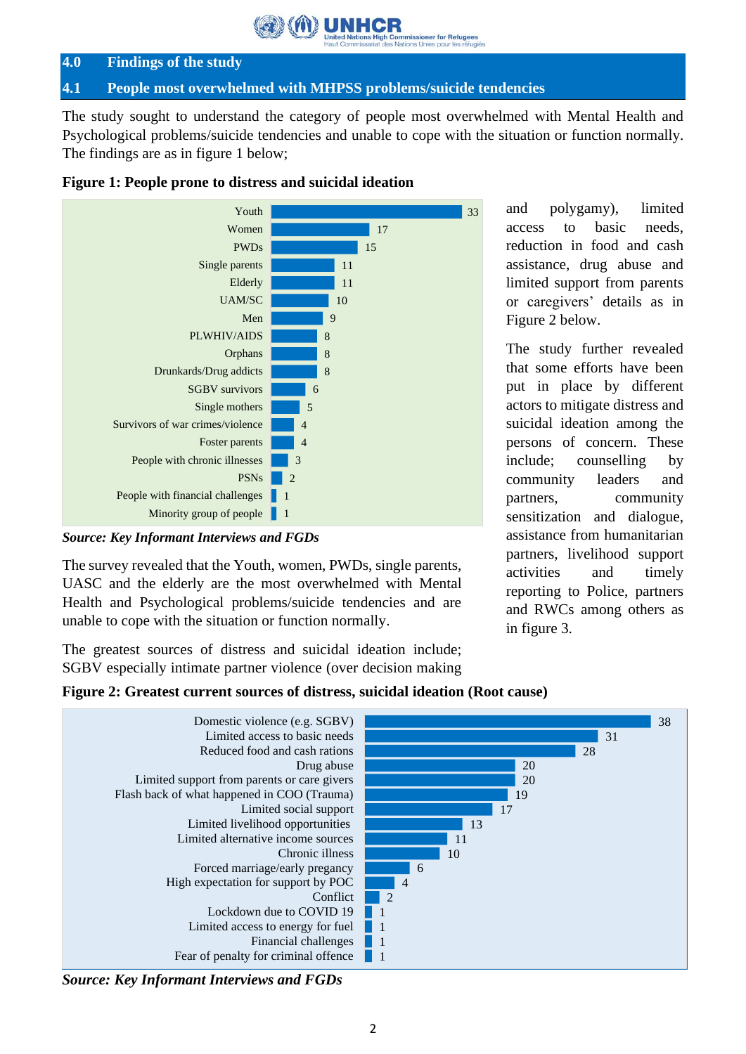## 4.0 Findings of the study

### 4.1 People most overwhelmed with MHPSS problems/suicide tendencies

The study sought to understand the category of people most overwhelmed with Mental Health and Psychological problems/suicide tendencies and unable to cope with the situation or function normally. The findings are as in figure 1 below;

**Figure 1: People prone to distress and suicidal ideation**

| Category | Count |
|---|---|
| Youth | 33 |
| Women | 17 |
| PWDs | 15 |
| Single parents | 11 |
| Elderly | 11 |
| UAM/SC | 10 |
| Men | 9 |
| PLWHIV/AIDS | 8 |
| Orphans | 8 |
| Drunkards/Drug addicts | 8 |
| SGBV survivors | 6 |
| Single mothers | 5 |
| Survivors of war crimes/violence | 4 |
| Foster parents | 4 |
| People with chronic illnesses | 3 |
| PSNs | 2 |
| People with financial challenges | 1 |
| Minority group of people | 1 |

***Source: Key Informant Interviews and FGDs***

The survey revealed that the Youth, women, PWDs, single parents, UASC and the elderly are the most overwhelmed with Mental Health and Psychological problems/suicide tendencies and are unable to cope with the situation or function normally.

The greatest sources of distress and suicidal ideation include; SGBV especially intimate partner violence (over decision making and polygamy), limited access to basic needs, reduction in food and cash assistance, drug abuse and limited support from parents or caregivers' details as in Figure 2 below.

The study further revealed that some efforts have been put in place by different actors to mitigate distress and suicidal ideation among the persons of concern. These include; counselling by community leaders and partners, community sensitization and dialogue, assistance from humanitarian partners, livelihood support activities and timely reporting to Police, partners and RWCs among others as in figure 3.

**Figure 2: Greatest current sources of distress, suicidal ideation (Root cause)**

| Source | Count |
|---|---|
| Domestic violence (e.g. SGBV) | 38 |
| Limited access to basic needs | 31 |
| Reduced food and cash rations | 28 |
| Drug abuse | 20 |
| Limited support from parents or care givers | 20 |
| Flash back of what happened in COO (Trauma) | 19 |
| Limited social support | 17 |
| Limited livelihood opportunities | 13 |
| Limited alternative income sources | 11 |
| Chronic illness | 10 |
| Forced marriage/early pregancy | 6 |
| High expectation for support by POC | 4 |
| Conflict | 2 |
| Lockdown due to COVID 19 | 1 |
| Limited access to energy for fuel | 1 |
| Financial challenges | 1 |
| Fear of penalty for criminal offence | 1 |

***Source: Key Informant Interviews and FGDs***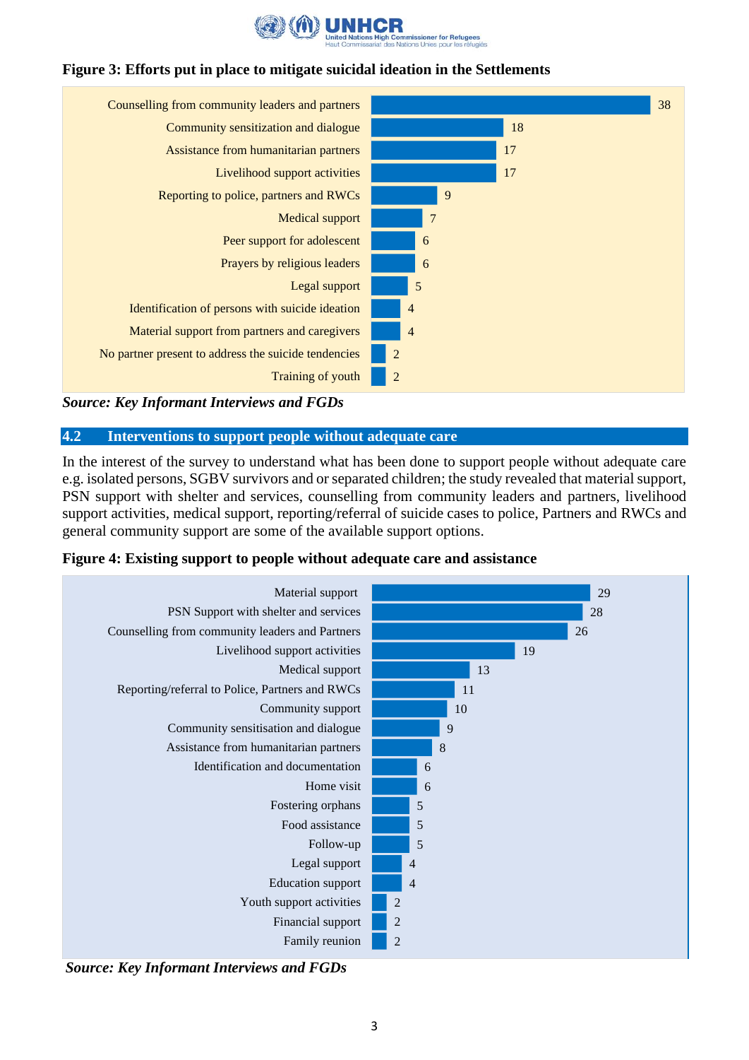**Figure 3: Efforts put in place to mitigate suicidal ideation in the Settlements**

| Effort | Count |
|---|---|
| Counselling from community leaders and partners | 38 |
| Community sensitization and dialogue | 18 |
| Assistance from humanitarian partners | 17 |
| Livelihood support activities | 17 |
| Reporting to police, partners and RWCs | 9 |
| Medical support | 7 |
| Peer support for adolescent | 6 |
| Prayers by religious leaders | 6 |
| Legal support | 5 |
| Identification of persons with suicide ideation | 4 |
| Material support from partners and caregivers | 4 |
| No partner present to address the suicide tendencies | 2 |
| Training of youth | 2 |

***Source: Key Informant Interviews and FGDs***

## 4.2 Interventions to support people without adequate care

In the interest of the survey to understand what has been done to support people without adequate care e.g. isolated persons, SGBV survivors and or separated children; the study revealed that material support, PSN support with shelter and services, counselling from community leaders and partners, livelihood support activities, medical support, reporting/referral of suicide cases to police, Partners and RWCs and general community support are some of the available support options.

**Figure 4: Existing support to people without adequate care and assistance**

| Support | Count |
|---|---|
| Material support | 29 |
| PSN Support with shelter and services | 28 |
| Counselling from community leaders and Partners | 26 |
| Livelihood support activities | 19 |
| Medical support | 13 |
| Reporting/referral to Police, Partners and RWCs | 11 |
| Community support | 10 |
| Community sensitisation and dialogue | 9 |
| Assistance from humanitarian partners | 8 |
| Identification and documentation | 6 |
| Home visit | 6 |
| Fostering orphans | 5 |
| Food assistance | 5 |
| Follow-up | 5 |
| Legal support | 4 |
| Education support | 4 |
| Youth support activities | 2 |
| Financial support | 2 |
| Family reunion | 2 |

***Source: Key Informant Interviews and FGDs***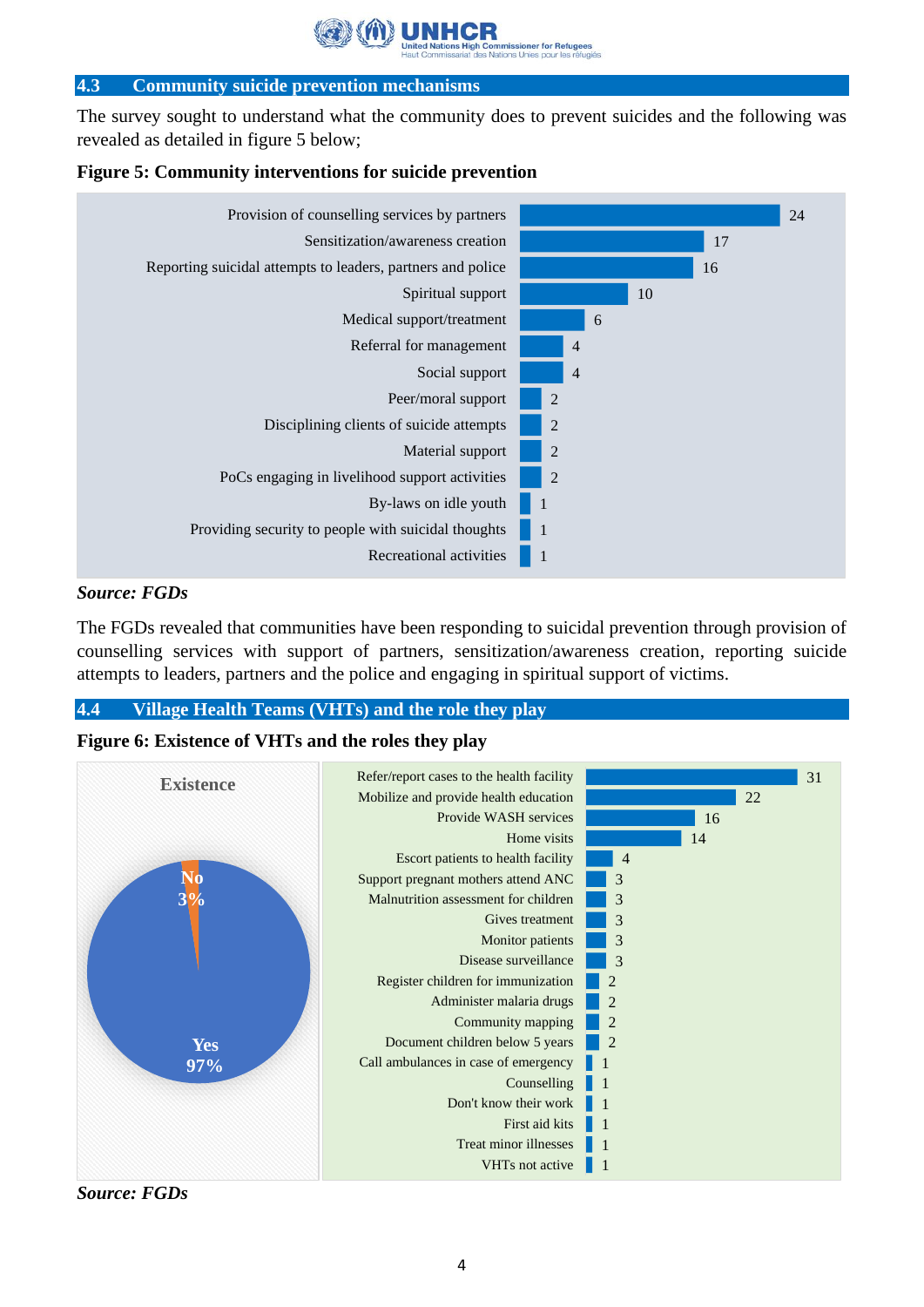## 4.3 Community suicide prevention mechanisms

The survey sought to understand what the community does to prevent suicides and the following was revealed as detailed in figure 5 below;

**Figure 5: Community interventions for suicide prevention**

| Intervention | Count |
|---|---|
| Provision of counselling services by partners | 24 |
| Sensitization/awareness creation | 17 |
| Reporting suicidal attempts to leaders, partners and police | 16 |
| Spiritual support | 10 |
| Medical support/treatment | 6 |
| Referral for management | 4 |
| Social support | 4 |
| Peer/moral support | 2 |
| Disciplining clients of suicide attempts | 2 |
| Material support | 2 |
| PoCs engaging in livelihood support activities | 2 |
| By-laws on idle youth | 1 |
| Providing security to people with suicidal thoughts | 1 |
| Recreational activities | 1 |

***Source: FGDs***

The FGDs revealed that communities have been responding to suicidal prevention through provision of counselling services with support of partners, sensitization/awareness creation, reporting suicide attempts to leaders, partners and the police and engaging in spiritual support of victims.

## 4.4 Village Health Teams (VHTs) and the role they play

**Figure 6: Existence of VHTs and the roles they play**

**Existence**

| Response | Percentage |
|---|---|
| Yes | 97% |
| No | 3% |

| Role | Count |
|---|---|
| Refer/report cases to the health facility | 31 |
| Mobilize and provide health education | 22 |
| Provide WASH services | 16 |
| Home visits | 14 |
| Escort patients to health facility | 4 |
| Support pregnant mothers attend ANC | 3 |
| Malnutrition assessment for children | 3 |
| Gives treatment | 3 |
| Monitor patients | 3 |
| Disease surveillance | 3 |
| Register children for immunization | 2 |
| Administer malaria drugs | 2 |
| Community mapping | 2 |
| Document children below 5 years | 2 |
| Call ambulances in case of emergency | 1 |
| Counselling | 1 |
| Don't know their work | 1 |
| First aid kits | 1 |
| Treat minor illnesses | 1 |
| VHTs not active | 1 |

***Source: FGDs***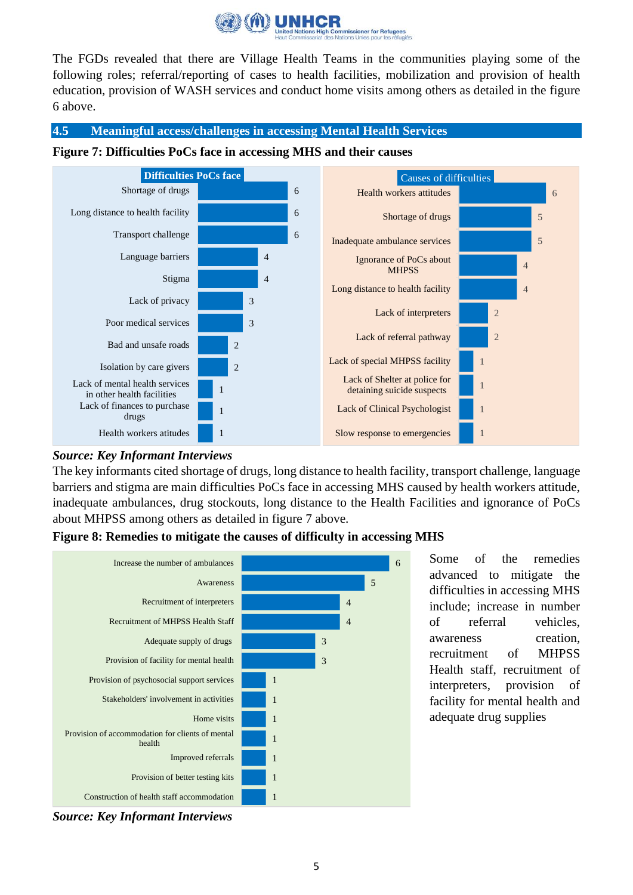The FGDs revealed that there are Village Health Teams in the communities playing some of the following roles; referral/reporting of cases to health facilities, mobilization and provision of health education, provision of WASH services and conduct home visits among others as detailed in the figure 6 above.

## 4.5 Meaningful access/challenges in accessing Mental Health Services

**Figure 7: Difficulties PoCs face in accessing MHS and their causes**

| Difficulties PoCs face | |
|---|---|
| Shortage of drugs | 6 |
| Long distance to health facility | 6 |
| Transport challenge | 6 |
| Language barriers | 4 |
| Stigma | 4 |
| Lack of privacy | 3 |
| Poor medical services | 3 |
| Bad and unsafe roads | 2 |
| Isolation by care givers | 2 |
| Lack of mental health services in other health facilities | 1 |
| Lack of finances to purchase drugs | 1 |
| Health workers atitudes | 1 |

| Causes of difficulties | |
|---|---|
| Health workers attitudes | 6 |
| Shortage of drugs | 5 |
| Inadequate ambulance services | 5 |
| Ignorance of PoCs about MHPSS | 4 |
| Long distance to health facility | 4 |
| Lack of interpreters | 2 |
| Lack of referral pathway | 2 |
| Lack of special MHPSS facility | 1 |
| Lack of Shelter at police for detaining suicide suspects | 1 |
| Lack of Clinical Psychologist | 1 |
| Slow response to emergencies | 1 |

***Source: Key Informant Interviews***

The key informants cited shortage of drugs, long distance to health facility, transport challenge, language barriers and stigma are main difficulties PoCs face in accessing MHS caused by health workers attitude, inadequate ambulances, drug stockouts, long distance to the Health Facilities and ignorance of PoCs about MHPSS among others as detailed in figure 7 above.

**Figure 8: Remedies to mitigate the causes of difficulty in accessing MHS**

| Remedy | |
|---|---|
| Increase the number of ambulances | 6 |
| Awareness | 5 |
| Recruitment of interpreters | 4 |
| Recruitment of MHPSS Health Staff | 4 |
| Adequate supply of drugs | 3 |
| Provision of facility for mental health | 3 |
| Provision of psychosocial support services | 1 |
| Stakeholders' involvement in activities | 1 |
| Home visits | 1 |
| Provision of accommodation for clients of mental health | 1 |
| Improved referrals | 1 |
| Provision of better testing kits | 1 |
| Construction of health staff accommodation | 1 |

***Source: Key Informant Interviews***

Some of the remedies advanced to mitigate the difficulties in accessing MHS include; increase in number of referral vehicles, awareness creation, recruitment of MHPSS Health staff, recruitment of interpreters, provision of facility for mental health and adequate drug supplies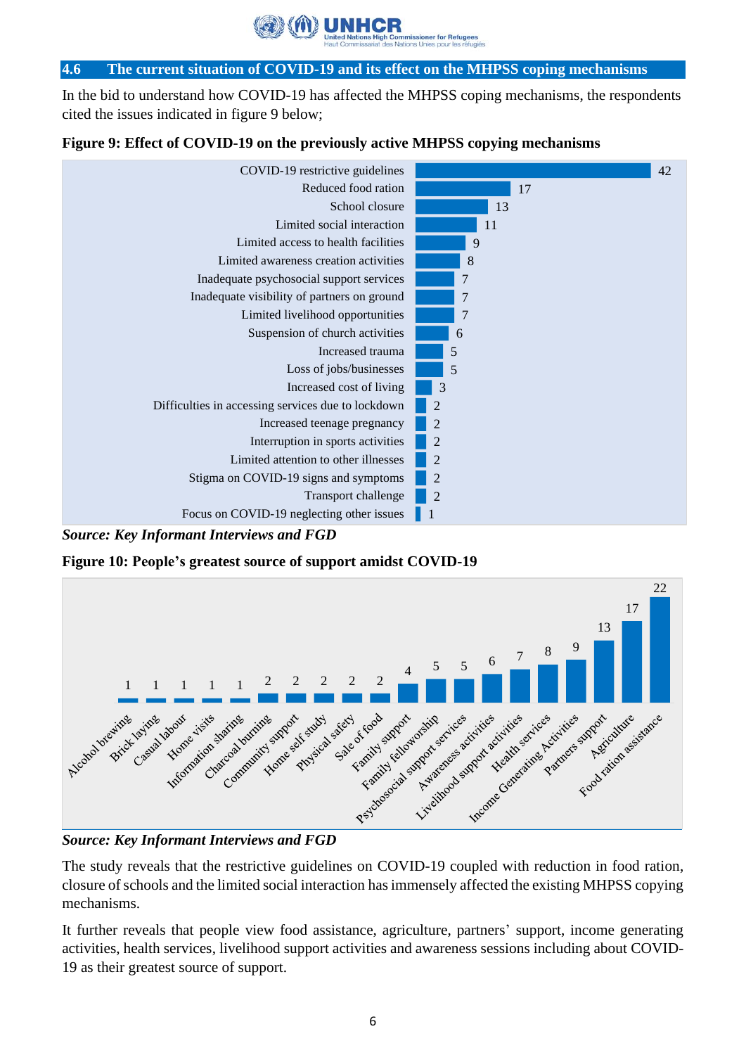## 4.6 The current situation of COVID-19 and its effect on the MHPSS coping mechanisms

In the bid to understand how COVID-19 has affected the MHPSS coping mechanisms, the respondents cited the issues indicated in figure 9 below;

**Figure 9: Effect of COVID-19 on the previously active MHPSS copying mechanisms**

| Effect | Count |
|---|---|
| COVID-19 restrictive guidelines | 42 |
| Reduced food ration | 17 |
| School closure | 13 |
| Limited social interaction | 11 |
| Limited access to health facilities | 9 |
| Limited awareness creation activities | 8 |
| Inadequate psychosocial support services | 7 |
| Inadequate visibility of partners on ground | 7 |
| Limited livelihood opportunities | 7 |
| Suspension of church activities | 6 |
| Increased trauma | 5 |
| Loss of jobs/businesses | 5 |
| Increased cost of living | 3 |
| Difficulties in accessing services due to lockdown | 2 |
| Increased teenage pregnancy | 2 |
| Interruption in sports activities | 2 |
| Limited attention to other illnesses | 2 |
| Stigma on COVID-19 signs and symptoms | 2 |
| Transport challenge | 2 |
| Focus on COVID-19 neglecting other issues | 1 |

***Source: Key Informant Interviews and FGD***

**Figure 10: People's greatest source of support amidst COVID-19**

| Source of support | Count |
|---|---|
| Alcohol brewing | 1 |
| Brick laying | 1 |
| Casual labour | 1 |
| Home visits | 1 |
| Information sharing | 1 |
| Charcoal burning | 2 |
| Community support | 2 |
| Home self study | 2 |
| Physical safety | 2 |
| Sale of food | 2 |
| Family support | 4 |
| Family fellowship | 5 |
| Psychosocial support services | 5 |
| Awareness activities | 6 |
| Livelihood support activities | 7 |
| Health services | 8 |
| Income Generating Activities | 9 |
| Partners support | 13 |
| Agriculture | 17 |
| Food ration assistance | 22 |

***Source: Key Informant Interviews and FGD***

The study reveals that the restrictive guidelines on COVID-19 coupled with reduction in food ration, closure of schools and the limited social interaction has immensely affected the existing MHPSS copying mechanisms.

It further reveals that people view food assistance, agriculture, partners' support, income generating activities, health services, livelihood support activities and awareness sessions including about COVID-19 as their greatest source of support.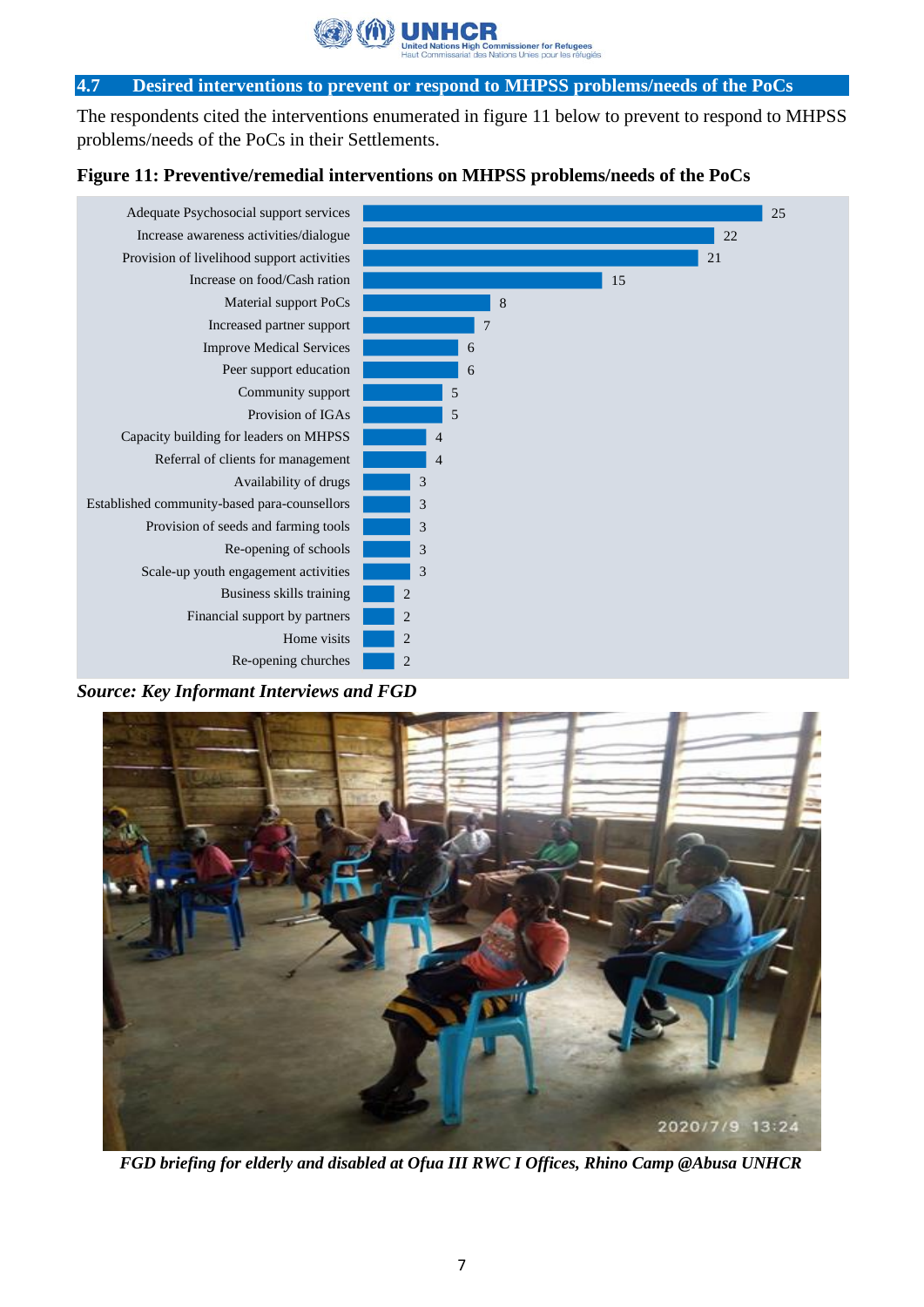## 4.7 Desired interventions to prevent or respond to MHPSS problems/needs of the PoCs

The respondents cited the interventions enumerated in figure 11 below to prevent to respond to MHPSS problems/needs of the PoCs in their Settlements.

**Figure 11: Preventive/remedial interventions on MHPSS problems/needs of the PoCs**

| Intervention | Count |
|---|---|
| Adequate Psychosocial support services | 25 |
| Increase awareness activities/dialogue | 22 |
| Provision of livelihood support activities | 21 |
| Increase on food/Cash ration | 15 |
| Material support PoCs | 8 |
| Increased partner support | 7 |
| Improve Medical Services | 6 |
| Peer support education | 6 |
| Community support | 5 |
| Provision of IGAs | 5 |
| Capacity building for leaders on MHPSS | 4 |
| Referral of clients for management | 4 |
| Availability of drugs | 3 |
| Established community-based para-counsellors | 3 |
| Provision of seeds and farming tools | 3 |
| Re-opening of schools | 3 |
| Scale-up youth engagement activities | 3 |
| Business skills training | 2 |
| Financial support by partners | 2 |
| Home visits | 2 |
| Re-opening churches | 2 |

***Source: Key Informant Interviews and FGD***

***FGD briefing for elderly and disabled at Ofua III RWC I Offices, Rhino Camp @Abusa UNHCR***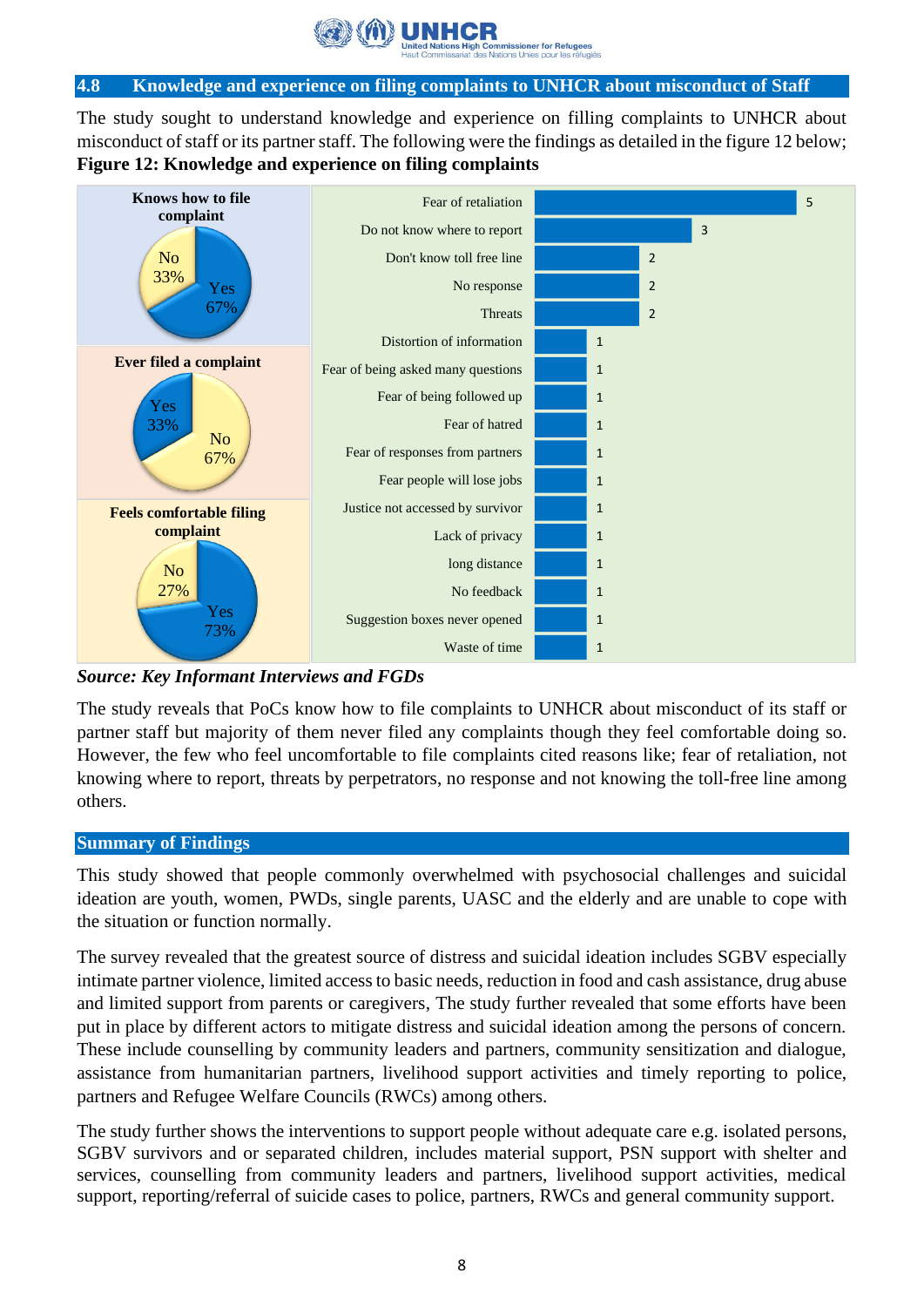## 4.8 Knowledge and experience on filing complaints to UNHCR about misconduct of Staff

The study sought to understand knowledge and experience on filling complaints to UNHCR about misconduct of staff or its partner staff. The following were the findings as detailed in the figure 12 below;

**Figure 12: Knowledge and experience on filing complaints**

| Indicator | Yes | No |
|---|---|---|
| Knows how to file complaint | 67% | 33% |
| Ever filed a complaint | 33% | 67% |
| Feels comfortable filing complaint | 73% | 27% |

| Reason | Count |
|---|---|
| Fear of retaliation | 5 |
| Do not know where to report | 3 |
| Don't know toll free line | 2 |
| No response | 2 |
| Threats | 2 |
| Distortion of information | 1 |
| Fear of being asked many questions | 1 |
| Fear of being followed up | 1 |
| Fear of hatred | 1 |
| Fear of responses from partners | 1 |
| Fear people will lose jobs | 1 |
| Justice not accessed by survivor | 1 |
| Lack of privacy | 1 |
| long distance | 1 |
| No feedback | 1 |
| Suggestion boxes never opened | 1 |
| Waste of time | 1 |

***Source: Key Informant Interviews and FGDs***

The study reveals that PoCs know how to file complaints to UNHCR about misconduct of its staff or partner staff but majority of them never filed any complaints though they feel comfortable doing so. However, the few who feel uncomfortable to file complaints cited reasons like; fear of retaliation, not knowing where to report, threats by perpetrators, no response and not knowing the toll-free line among others.

## Summary of Findings

This study showed that people commonly overwhelmed with psychosocial challenges and suicidal ideation are youth, women, PWDs, single parents, UASC and the elderly and are unable to cope with the situation or function normally.

The survey revealed that the greatest source of distress and suicidal ideation includes SGBV especially intimate partner violence, limited access to basic needs, reduction in food and cash assistance, drug abuse and limited support from parents or caregivers, The study further revealed that some efforts have been put in place by different actors to mitigate distress and suicidal ideation among the persons of concern. These include counselling by community leaders and partners, community sensitization and dialogue, assistance from humanitarian partners, livelihood support activities and timely reporting to police, partners and Refugee Welfare Councils (RWCs) among others.

The study further shows the interventions to support people without adequate care e.g. isolated persons, SGBV survivors and or separated children, includes material support, PSN support with shelter and services, counselling from community leaders and partners, livelihood support activities, medical support, reporting/referral of suicide cases to police, partners, RWCs and general community support.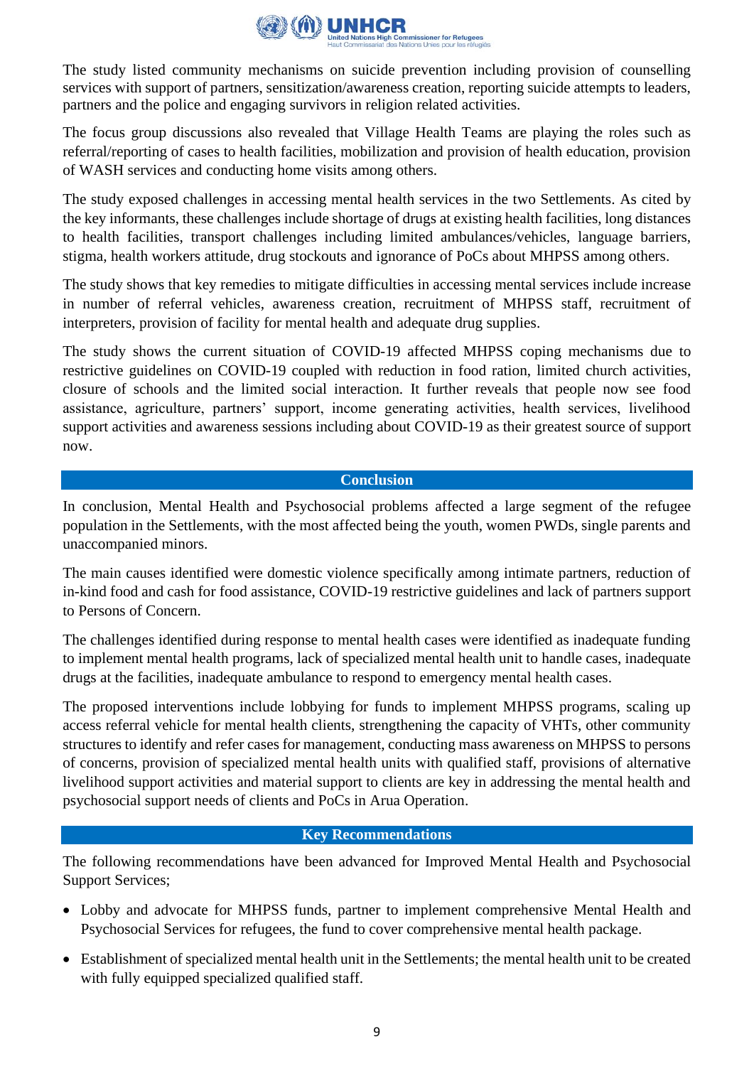The study listed community mechanisms on suicide prevention including provision of counselling services with support of partners, sensitization/awareness creation, reporting suicide attempts to leaders, partners and the police and engaging survivors in religion related activities.

The focus group discussions also revealed that Village Health Teams are playing the roles such as referral/reporting of cases to health facilities, mobilization and provision of health education, provision of WASH services and conducting home visits among others.

The study exposed challenges in accessing mental health services in the two Settlements. As cited by the key informants, these challenges include shortage of drugs at existing health facilities, long distances to health facilities, transport challenges including limited ambulances/vehicles, language barriers, stigma, health workers attitude, drug stockouts and ignorance of PoCs about MHPSS among others.

The study shows that key remedies to mitigate difficulties in accessing mental services include increase in number of referral vehicles, awareness creation, recruitment of MHPSS staff, recruitment of interpreters, provision of facility for mental health and adequate drug supplies.

The study shows the current situation of COVID-19 affected MHPSS coping mechanisms due to restrictive guidelines on COVID-19 coupled with reduction in food ration, limited church activities, closure of schools and the limited social interaction. It further reveals that people now see food assistance, agriculture, partners' support, income generating activities, health services, livelihood support activities and awareness sessions including about COVID-19 as their greatest source of support now.

## Conclusion

In conclusion, Mental Health and Psychosocial problems affected a large segment of the refugee population in the Settlements, with the most affected being the youth, women PWDs, single parents and unaccompanied minors.

The main causes identified were domestic violence specifically among intimate partners, reduction of in-kind food and cash for food assistance, COVID-19 restrictive guidelines and lack of partners support to Persons of Concern.

The challenges identified during response to mental health cases were identified as inadequate funding to implement mental health programs, lack of specialized mental health unit to handle cases, inadequate drugs at the facilities, inadequate ambulance to respond to emergency mental health cases.

The proposed interventions include lobbying for funds to implement MHPSS programs, scaling up access referral vehicle for mental health clients, strengthening the capacity of VHTs, other community structures to identify and refer cases for management, conducting mass awareness on MHPSS to persons of concerns, provision of specialized mental health units with qualified staff, provisions of alternative livelihood support activities and material support to clients are key in addressing the mental health and psychosocial support needs of clients and PoCs in Arua Operation.

## Key Recommendations

The following recommendations have been advanced for Improved Mental Health and Psychosocial Support Services;

- Lobby and advocate for MHPSS funds, partner to implement comprehensive Mental Health and Psychosocial Services for refugees, the fund to cover comprehensive mental health package.
- Establishment of specialized mental health unit in the Settlements; the mental health unit to be created with fully equipped specialized qualified staff.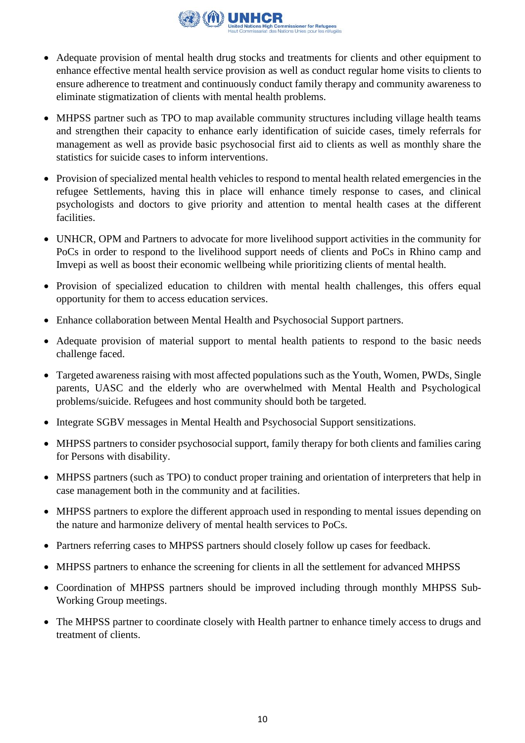- Adequate provision of mental health drug stocks and treatments for clients and other equipment to enhance effective mental health service provision as well as conduct regular home visits to clients to ensure adherence to treatment and continuously conduct family therapy and community awareness to eliminate stigmatization of clients with mental health problems.
- MHPSS partner such as TPO to map available community structures including village health teams and strengthen their capacity to enhance early identification of suicide cases, timely referrals for management as well as provide basic psychosocial first aid to clients as well as monthly share the statistics for suicide cases to inform interventions.
- Provision of specialized mental health vehicles to respond to mental health related emergencies in the refugee Settlements, having this in place will enhance timely response to cases, and clinical psychologists and doctors to give priority and attention to mental health cases at the different facilities.
- UNHCR, OPM and Partners to advocate for more livelihood support activities in the community for PoCs in order to respond to the livelihood support needs of clients and PoCs in Rhino camp and Imvepi as well as boost their economic wellbeing while prioritizing clients of mental health.
- Provision of specialized education to children with mental health challenges, this offers equal opportunity for them to access education services.
- Enhance collaboration between Mental Health and Psychosocial Support partners.
- Adequate provision of material support to mental health patients to respond to the basic needs challenge faced.
- Targeted awareness raising with most affected populations such as the Youth, Women, PWDs, Single parents, UASC and the elderly who are overwhelmed with Mental Health and Psychological problems/suicide. Refugees and host community should both be targeted.
- Integrate SGBV messages in Mental Health and Psychosocial Support sensitizations.
- MHPSS partners to consider psychosocial support, family therapy for both clients and families caring for Persons with disability.
- MHPSS partners (such as TPO) to conduct proper training and orientation of interpreters that help in case management both in the community and at facilities.
- MHPSS partners to explore the different approach used in responding to mental issues depending on the nature and harmonize delivery of mental health services to PoCs.
- Partners referring cases to MHPSS partners should closely follow up cases for feedback.
- MHPSS partners to enhance the screening for clients in all the settlement for advanced MHPSS
- Coordination of MHPSS partners should be improved including through monthly MHPSS Sub-Working Group meetings.
- The MHPSS partner to coordinate closely with Health partner to enhance timely access to drugs and treatment of clients.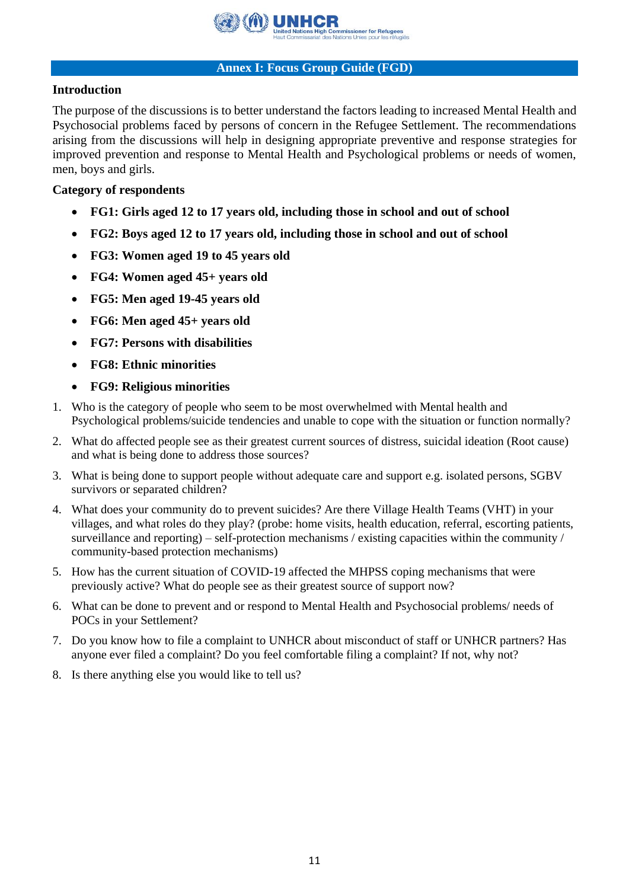## Annex I: Focus Group Guide (FGD)

### Introduction

The purpose of the discussions is to better understand the factors leading to increased Mental Health and Psychosocial problems faced by persons of concern in the Refugee Settlement. The recommendations arising from the discussions will help in designing appropriate preventive and response strategies for improved prevention and response to Mental Health and Psychological problems or needs of women, men, boys and girls.

### Category of respondents

- **FG1: Girls aged 12 to 17 years old, including those in school and out of school**
- **FG2: Boys aged 12 to 17 years old, including those in school and out of school**
- **FG3: Women aged 19 to 45 years old**
- **FG4: Women aged 45+ years old**
- **FG5: Men aged 19-45 years old**
- **FG6: Men aged 45+ years old**
- **FG7: Persons with disabilities**
- **FG8: Ethnic minorities**
- **FG9: Religious minorities**

1. Who is the category of people who seem to be most overwhelmed with Mental health and Psychological problems/suicide tendencies and unable to cope with the situation or function normally?
2. What do affected people see as their greatest current sources of distress, suicidal ideation (Root cause) and what is being done to address those sources?
3. What is being done to support people without adequate care and support e.g. isolated persons, SGBV survivors or separated children?
4. What does your community do to prevent suicides? Are there Village Health Teams (VHT) in your villages, and what roles do they play? (probe: home visits, health education, referral, escorting patients, surveillance and reporting) – self-protection mechanisms / existing capacities within the community / community-based protection mechanisms)
5. How has the current situation of COVID-19 affected the MHPSS coping mechanisms that were previously active? What do people see as their greatest source of support now?
6. What can be done to prevent and or respond to Mental Health and Psychosocial problems/ needs of POCs in your Settlement?
7. Do you know how to file a complaint to UNHCR about misconduct of staff or UNHCR partners? Has anyone ever filed a complaint? Do you feel comfortable filing a complaint? If not, why not?
8. Is there anything else you would like to tell us?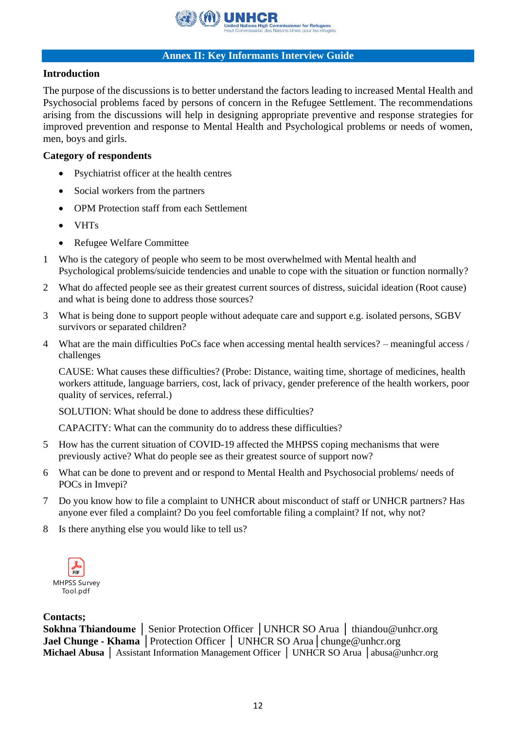## Annex II: Key Informants Interview Guide

**Introduction**

The purpose of the discussions is to better understand the factors leading to increased Mental Health and Psychosocial problems faced by persons of concern in the Refugee Settlement. The recommendations arising from the discussions will help in designing appropriate preventive and response strategies for improved prevention and response to Mental Health and Psychological problems or needs of women, men, boys and girls.

**Category of respondents**

- Psychiatrist officer at the health centres
- Social workers from the partners
- OPM Protection staff from each Settlement
- VHTs
- Refugee Welfare Committee

1. Who is the category of people who seem to be most overwhelmed with Mental health and Psychological problems/suicide tendencies and unable to cope with the situation or function normally?
2. What do affected people see as their greatest current sources of distress, suicidal ideation (Root cause) and what is being done to address those sources?
3. What is being done to support people without adequate care and support e.g. isolated persons, SGBV survivors or separated children?
4. What are the main difficulties PoCs face when accessing mental health services? – meaningful access / challenges

   CAUSE: What causes these difficulties? (Probe: Distance, waiting time, shortage of medicines, health workers attitude, language barriers, cost, lack of privacy, gender preference of the health workers, poor quality of services, referral.)

   SOLUTION: What should be done to address these difficulties?

   CAPACITY: What can the community do to address these difficulties?
5. How has the current situation of COVID-19 affected the MHPSS coping mechanisms that were previously active? What do people see as their greatest source of support now?
6. What can be done to prevent and or respond to Mental Health and Psychosocial problems/ needs of POCs in Imvepi?
7. Do you know how to file a complaint to UNHCR about misconduct of staff or UNHCR partners? Has anyone ever filed a complaint? Do you feel comfortable filing a complaint? If not, why not?
8. Is there anything else you would like to tell us?

MHPSS Survey Tool.pdf

**Contacts;**

**Sokhna Thiandoume** | Senior Protection Officer | UNHCR SO Arua | thiandou@unhcr.org
**Jael Chunge - Khama** | Protection Officer | UNHCR SO Arua | chunge@unhcr.org
**Michael Abusa** | Assistant Information Management Officer | UNHCR SO Arua | abusa@unhcr.org